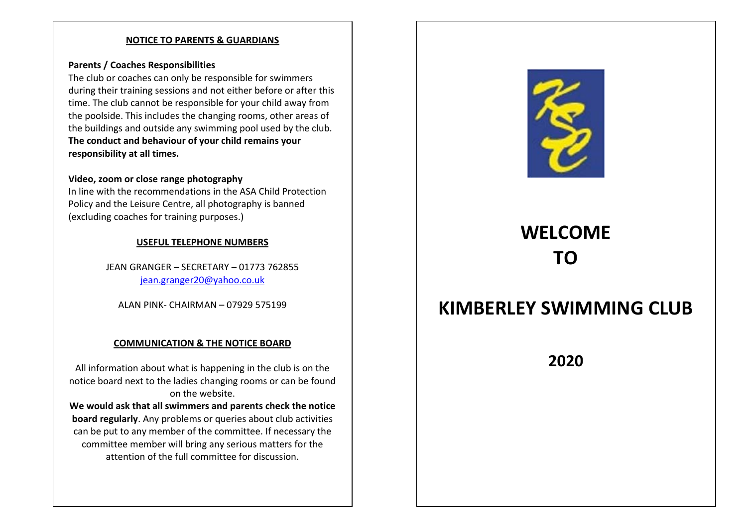## NOTICE TO PARENTS & GUARDIANS

**Parents / Coaches Responsibilities**

The club or coaches can only be responsible for swimmers during their training sessions and not either before or after this time. The club cannot be responsible for your child away from the poolside. This includes the changing rooms, other areas of the buildings and outside any swimming pool used by the club. **The conduct and behaviour of your child remains your responsibility at all times.**

**Video, zoom or close range photography**

In line with the recommendations in the ASA Child Protection Policy and the Leisure Centre, all photography is banned (excluding coaches for training purposes.)

## USEFUL TELEPHONE NUMBERS

JEAN GRANGER – SECRETARY – 01773 762855
jean.granger20@yahoo.co.uk

ALAN PINK- CHAIRMAN – 07929 575199

## COMMUNICATION & THE NOTICE BOARD

All information about what is happening in the club is on the notice board next to the ladies changing rooms or can be found on the website.

**We would ask that all swimmers and parents check the notice board regularly**. Any problems or queries about club activities can be put to any member of the committee. If necessary the committee member will bring any serious matters for the attention of the full committee for discussion.

# WELCOME TO

# KIMBERLEY SWIMMING CLUB

# 2020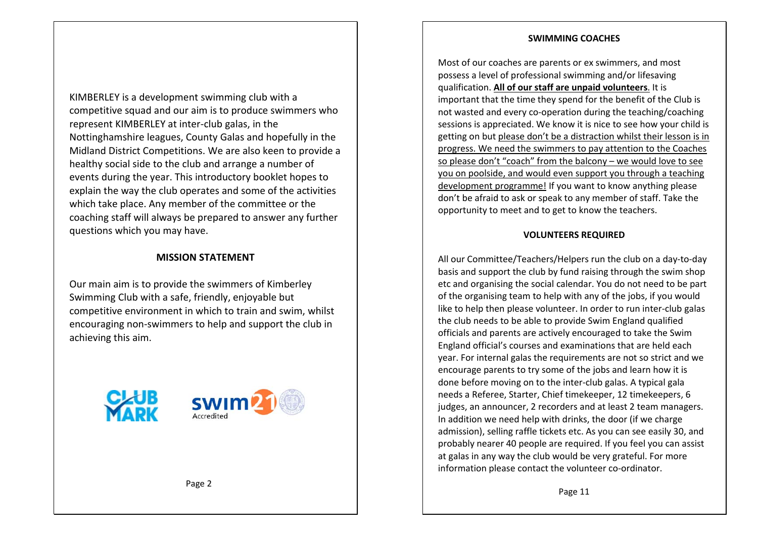KIMBERLEY is a development swimming club with a competitive squad and our aim is to produce swimmers who represent KIMBERLEY at inter-club galas, in the Nottinghamshire leagues, County Galas and hopefully in the Midland District Competitions. We are also keen to provide a healthy social side to the club and arrange a number of events during the year. This introductory booklet hopes to explain the way the club operates and some of the activities which take place. Any member of the committee or the coaching staff will always be prepared to answer any further questions which you may have.

## MISSION STATEMENT

Our main aim is to provide the swimmers of Kimberley Swimming Club with a safe, friendly, enjoyable but competitive environment in which to train and swim, whilst encouraging non-swimmers to help and support the club in achieving this aim.

## SWIMMING COACHES

Most of our coaches are parents or ex swimmers, and most possess a level of professional swimming and/or lifesaving qualification. **All of our staff are unpaid volunteers**. It is important that the time they spend for the benefit of the Club is not wasted and every co-operation during the teaching/coaching sessions is appreciated. We know it is nice to see how your child is getting on but please don't be a distraction whilst their lesson is in progress. We need the swimmers to pay attention to the Coaches so please don't "coach" from the balcony – we would love to see you on poolside, and would even support you through a teaching development programme! If you want to know anything please don't be afraid to ask or speak to any member of staff. Take the opportunity to meet and to get to know the teachers.

## VOLUNTEERS REQUIRED

All our Committee/Teachers/Helpers run the club on a day-to-day basis and support the club by fund raising through the swim shop etc and organising the social calendar. You do not need to be part of the organising team to help with any of the jobs, if you would like to help then please volunteer. In order to run inter-club galas the club needs to be able to provide Swim England qualified officials and parents are actively encouraged to take the Swim England official's courses and examinations that are held each year. For internal galas the requirements are not so strict and we encourage parents to try some of the jobs and learn how it is done before moving on to the inter-club galas. A typical gala needs a Referee, Starter, Chief timekeeper, 12 timekeepers, 6 judges, an announcer, 2 recorders and at least 2 team managers. In addition we need help with drinks, the door (if we charge admission), selling raffle tickets etc. As you can see easily 30, and probably nearer 40 people are required. If you feel you can assist at galas in any way the club would be very grateful. For more information please contact the volunteer co-ordinator.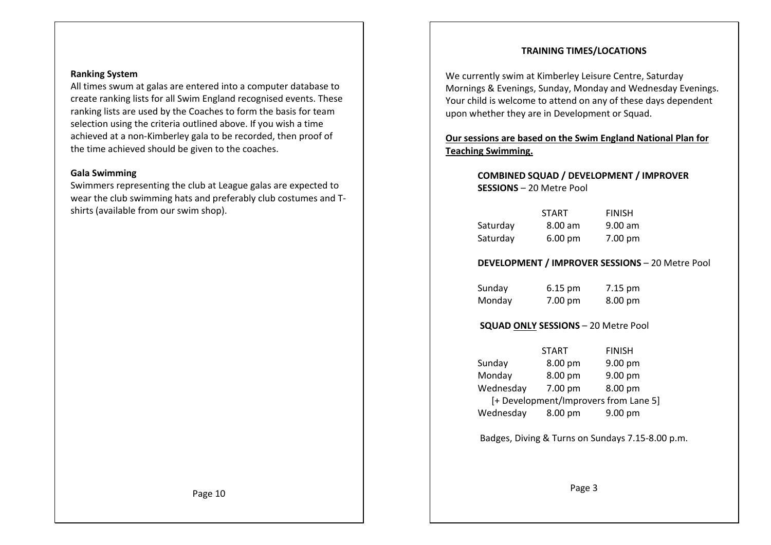**Ranking System**

All times swum at galas are entered into a computer database to create ranking lists for all Swim England recognised events. These ranking lists are used by the Coaches to form the basis for team selection using the criteria outlined above. If you wish a time achieved at a non-Kimberley gala to be recorded, then proof of the time achieved should be given to the coaches.

**Gala Swimming**

Swimmers representing the club at League galas are expected to wear the club swimming hats and preferably club costumes and T-shirts (available from our swim shop).

## TRAINING TIMES/LOCATIONS

We currently swim at Kimberley Leisure Centre, Saturday Mornings & Evenings, Sunday, Monday and Wednesday Evenings. Your child is welcome to attend on any of these days dependent upon whether they are in Development or Squad.

**Our sessions are based on the Swim England National Plan for Teaching Swimming.**

**COMBINED SQUAD / DEVELOPMENT / IMPROVER SESSIONS** – 20 Metre Pool

| | START | FINISH |
|---|---|---|
| Saturday | 8.00 am | 9.00 am |
| Saturday | 6.00 pm | 7.00 pm |

**DEVELOPMENT / IMPROVER SESSIONS** – 20 Metre Pool

| | | |
|---|---|---|
| Sunday | 6.15 pm | 7.15 pm |
| Monday | 7.00 pm | 8.00 pm |

**SQUAD ONLY SESSIONS** – 20 Metre Pool

| | START | FINISH |
|---|---|---|
| Sunday | 8.00 pm | 9.00 pm |
| Monday | 8.00 pm | 9.00 pm |
| Wednesday | 7.00 pm | 8.00 pm |
| [+ Development/Improvers from Lane 5] | | |
| Wednesday | 8.00 pm | 9.00 pm |

Badges, Diving & Turns on Sundays 7.15-8.00 p.m.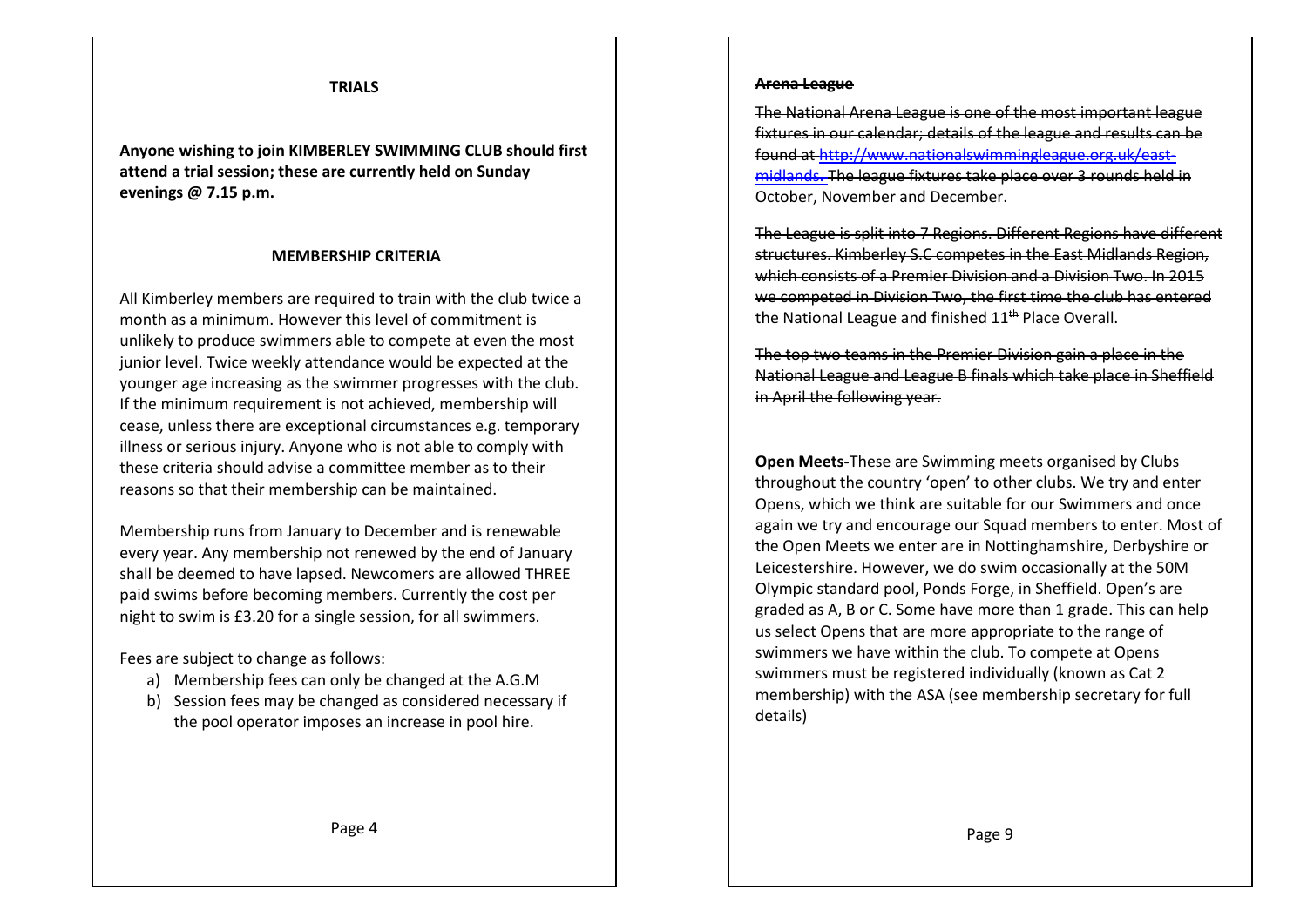## TRIALS

**Anyone wishing to join KIMBERLEY SWIMMING CLUB should first attend a trial session; these are currently held on Sunday evenings @ 7.15 p.m.**

## MEMBERSHIP CRITERIA

All Kimberley members are required to train with the club twice a month as a minimum. However this level of commitment is unlikely to produce swimmers able to compete at even the most junior level. Twice weekly attendance would be expected at the younger age increasing as the swimmer progresses with the club. If the minimum requirement is not achieved, membership will cease, unless there are exceptional circumstances e.g. temporary illness or serious injury. Anyone who is not able to comply with these criteria should advise a committee member as to their reasons so that their membership can be maintained.

Membership runs from January to December and is renewable every year. Any membership not renewed by the end of January shall be deemed to have lapsed. Newcomers are allowed THREE paid swims before becoming members. Currently the cost per night to swim is £3.20 for a single session, for all swimmers.

Fees are subject to change as follows:

a) Membership fees can only be changed at the A.G.M
b) Session fees may be changed as considered necessary if the pool operator imposes an increase in pool hire.

~~**Arena League**~~

~~The National Arena League is one of the most important league fixtures in our calendar; details of the league and results can be found at http://www.nationalswimmingleague.org.uk/east-midlands. The league fixtures take place over 3 rounds held in October, November and December.~~

~~The League is split into 7 Regions. Different Regions have different structures. Kimberley S.C competes in the East Midlands Region, which consists of a Premier Division and a Division Two. In 2015 we competed in Division Two, the first time the club has entered the National League and finished 11th Place Overall.~~

~~The top two teams in the Premier Division gain a place in the National League and League B finals which take place in Sheffield in April the following year.~~

**Open Meets-**These are Swimming meets organised by Clubs throughout the country 'open' to other clubs. We try and enter Opens, which we think are suitable for our Swimmers and once again we try and encourage our Squad members to enter. Most of the Open Meets we enter are in Nottinghamshire, Derbyshire or Leicestershire. However, we do swim occasionally at the 50M Olympic standard pool, Ponds Forge, in Sheffield. Open's are graded as A, B or C. Some have more than 1 grade. This can help us select Opens that are more appropriate to the range of swimmers we have within the club. To compete at Opens swimmers must be registered individually (known as Cat 2 membership) with the ASA (see membership secretary for full details)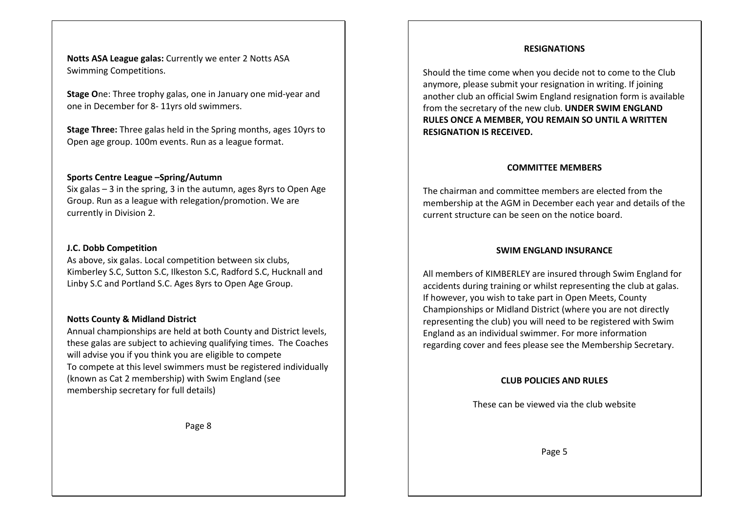**Notts ASA League galas:** Currently we enter 2 Notts ASA Swimming Competitions.

**Stage O**ne: Three trophy galas, one in January one mid-year and one in December for 8- 11yrs old swimmers.

**Stage Three:** Three galas held in the Spring months, ages 10yrs to Open age group. 100m events. Run as a league format.

**Sports Centre League –Spring/Autumn**

Six galas – 3 in the spring, 3 in the autumn, ages 8yrs to Open Age Group. Run as a league with relegation/promotion. We are currently in Division 2.

**J.C. Dobb Competition**

As above, six galas. Local competition between six clubs, Kimberley S.C, Sutton S.C, Ilkeston S.C, Radford S.C, Hucknall and Linby S.C and Portland S.C. Ages 8yrs to Open Age Group.

**Notts County & Midland District**

Annual championships are held at both County and District levels, these galas are subject to achieving qualifying times. The Coaches will advise you if you think you are eligible to compete
To compete at this level swimmers must be registered individually (known as Cat 2 membership) with Swim England (see membership secretary for full details)

## RESIGNATIONS

Should the time come when you decide not to come to the Club anymore, please submit your resignation in writing. If joining another club an official Swim England resignation form is available from the secretary of the new club. **UNDER SWIM ENGLAND RULES ONCE A MEMBER, YOU REMAIN SO UNTIL A WRITTEN RESIGNATION IS RECEIVED.**

## COMMITTEE MEMBERS

The chairman and committee members are elected from the membership at the AGM in December each year and details of the current structure can be seen on the notice board.

## SWIM ENGLAND INSURANCE

All members of KIMBERLEY are insured through Swim England for accidents during training or whilst representing the club at galas. If however, you wish to take part in Open Meets, County Championships or Midland District (where you are not directly representing the club) you will need to be registered with Swim England as an individual swimmer. For more information regarding cover and fees please see the Membership Secretary.

## CLUB POLICIES AND RULES

These can be viewed via the club website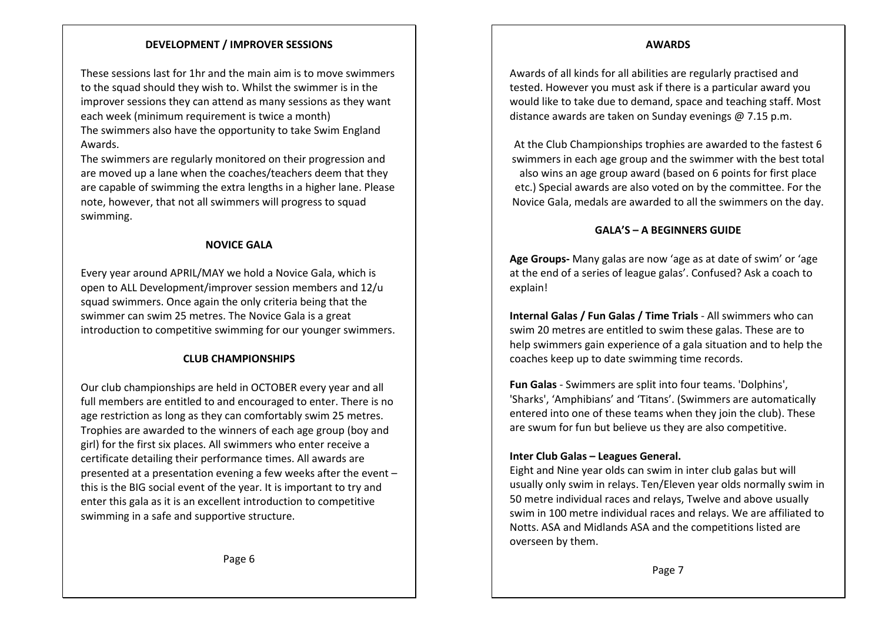## DEVELOPMENT / IMPROVER SESSIONS

These sessions last for 1hr and the main aim is to move swimmers to the squad should they wish to. Whilst the swimmer is in the improver sessions they can attend as many sessions as they want each week (minimum requirement is twice a month)
The swimmers also have the opportunity to take Swim England Awards.
The swimmers are regularly monitored on their progression and are moved up a lane when the coaches/teachers deem that they are capable of swimming the extra lengths in a higher lane. Please note, however, that not all swimmers will progress to squad swimming.

## NOVICE GALA

Every year around APRIL/MAY we hold a Novice Gala, which is open to ALL Development/improver session members and 12/u squad swimmers. Once again the only criteria being that the swimmer can swim 25 metres. The Novice Gala is a great introduction to competitive swimming for our younger swimmers.

## CLUB CHAMPIONSHIPS

Our club championships are held in OCTOBER every year and all full members are entitled to and encouraged to enter. There is no age restriction as long as they can comfortably swim 25 metres. Trophies are awarded to the winners of each age group (boy and girl) for the first six places. All swimmers who enter receive a certificate detailing their performance times. All awards are presented at a presentation evening a few weeks after the event – this is the BIG social event of the year. It is important to try and enter this gala as it is an excellent introduction to competitive swimming in a safe and supportive structure.

## AWARDS

Awards of all kinds for all abilities are regularly practised and tested. However you must ask if there is a particular award you would like to take due to demand, space and teaching staff. Most distance awards are taken on Sunday evenings @ 7.15 p.m.

At the Club Championships trophies are awarded to the fastest 6 swimmers in each age group and the swimmer with the best total also wins an age group award (based on 6 points for first place etc.) Special awards are also voted on by the committee. For the Novice Gala, medals are awarded to all the swimmers on the day.

## GALA'S – A BEGINNERS GUIDE

**Age Groups-** Many galas are now 'age as at date of swim' or 'age at the end of a series of league galas'. Confused? Ask a coach to explain!

**Internal Galas / Fun Galas / Time Trials** - All swimmers who can swim 20 metres are entitled to swim these galas. These are to help swimmers gain experience of a gala situation and to help the coaches keep up to date swimming time records.

**Fun Galas** - Swimmers are split into four teams. 'Dolphins', 'Sharks', 'Amphibians' and 'Titans'. (Swimmers are automatically entered into one of these teams when they join the club). These are swum for fun but believe us they are also competitive.

**Inter Club Galas – Leagues General.**
Eight and Nine year olds can swim in inter club galas but will usually only swim in relays. Ten/Eleven year olds normally swim in 50 metre individual races and relays, Twelve and above usually swim in 100 metre individual races and relays. We are affiliated to Notts. ASA and Midlands ASA and the competitions listed are overseen by them.